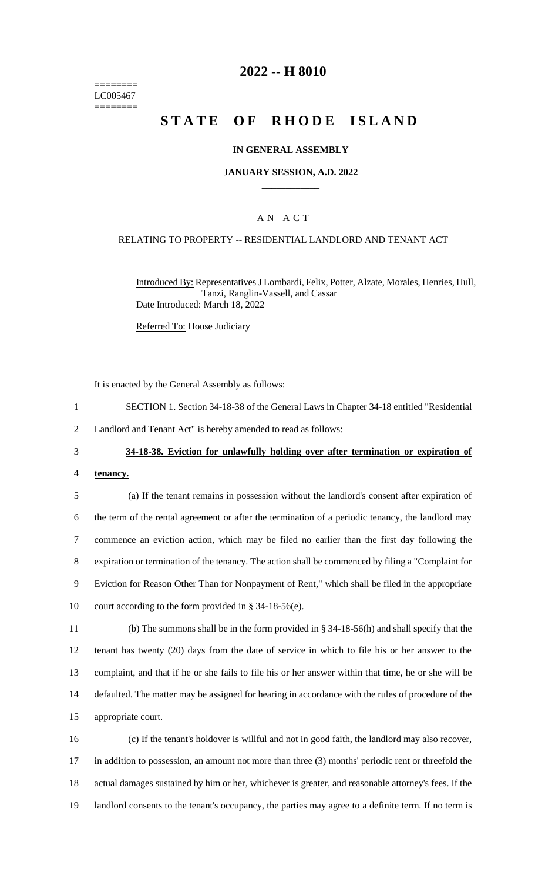========
LC005467
========

# 2022 -- H 8010

# STATE OF RHODE ISLAND

**IN GENERAL ASSEMBLY**

**JANUARY SESSION, A.D. 2022**

A N A C T

RELATING TO PROPERTY -- RESIDENTIAL LANDLORD AND TENANT ACT

Introduced By: Representatives J Lombardi, Felix, Potter, Alzate, Morales, Henries, Hull, Tanzi, Ranglin-Vassell, and Cassar
Date Introduced: March 18, 2022

Referred To: House Judiciary

It is enacted by the General Assembly as follows:

1 SECTION 1. Section 34-18-38 of the General Laws in Chapter 34-18 entitled "Residential
2 Landlord and Tenant Act" is hereby amended to read as follows:

3 **34-18-38. Eviction for unlawfully holding over after termination or expiration of**
4 **tenancy.**

5 (a) If the tenant remains in possession without the landlord's consent after expiration of
6 the term of the rental agreement or after the termination of a periodic tenancy, the landlord may
7 commence an eviction action, which may be filed no earlier than the first day following the
8 expiration or termination of the tenancy. The action shall be commenced by filing a "Complaint for
9 Eviction for Reason Other Than for Nonpayment of Rent," which shall be filed in the appropriate
10 court according to the form provided in § 34-18-56(e).

11 (b) The summons shall be in the form provided in § 34-18-56(h) and shall specify that the
12 tenant has twenty (20) days from the date of service in which to file his or her answer to the
13 complaint, and that if he or she fails to file his or her answer within that time, he or she will be
14 defaulted. The matter may be assigned for hearing in accordance with the rules of procedure of the
15 appropriate court.

16 (c) If the tenant's holdover is willful and not in good faith, the landlord may also recover,
17 in addition to possession, an amount not more than three (3) months' periodic rent or threefold the
18 actual damages sustained by him or her, whichever is greater, and reasonable attorney's fees. If the
19 landlord consents to the tenant's occupancy, the parties may agree to a definite term. If no term is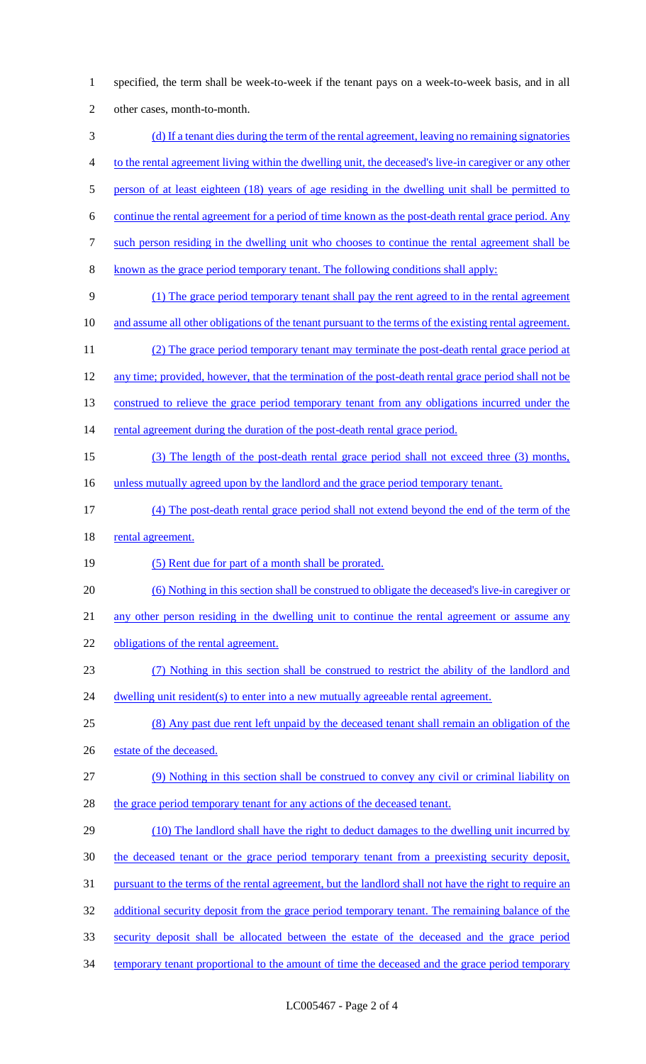specified, the term shall be week-to-week if the tenant pays on a week-to-week basis, and in all other cases, month-to-month.

(d) If a tenant dies during the term of the rental agreement, leaving no remaining signatories to the rental agreement living within the dwelling unit, the deceased's live-in caregiver or any other person of at least eighteen (18) years of age residing in the dwelling unit shall be permitted to continue the rental agreement for a period of time known as the post-death rental grace period. Any such person residing in the dwelling unit who chooses to continue the rental agreement shall be known as the grace period temporary tenant. The following conditions shall apply:

(1) The grace period temporary tenant shall pay the rent agreed to in the rental agreement and assume all other obligations of the tenant pursuant to the terms of the existing rental agreement.

(2) The grace period temporary tenant may terminate the post-death rental grace period at any time; provided, however, that the termination of the post-death rental grace period shall not be construed to relieve the grace period temporary tenant from any obligations incurred under the rental agreement during the duration of the post-death rental grace period.

(3) The length of the post-death rental grace period shall not exceed three (3) months, unless mutually agreed upon by the landlord and the grace period temporary tenant.

(4) The post-death rental grace period shall not extend beyond the end of the term of the rental agreement.

(5) Rent due for part of a month shall be prorated.

(6) Nothing in this section shall be construed to obligate the deceased's live-in caregiver or any other person residing in the dwelling unit to continue the rental agreement or assume any obligations of the rental agreement.

(7) Nothing in this section shall be construed to restrict the ability of the landlord and dwelling unit resident(s) to enter into a new mutually agreeable rental agreement.

(8) Any past due rent left unpaid by the deceased tenant shall remain an obligation of the estate of the deceased.

(9) Nothing in this section shall be construed to convey any civil or criminal liability on the grace period temporary tenant for any actions of the deceased tenant.

(10) The landlord shall have the right to deduct damages to the dwelling unit incurred by the deceased tenant or the grace period temporary tenant from a preexisting security deposit, pursuant to the terms of the rental agreement, but the landlord shall not have the right to require an additional security deposit from the grace period temporary tenant. The remaining balance of the security deposit shall be allocated between the estate of the deceased and the grace period temporary tenant proportional to the amount of time the deceased and the grace period temporary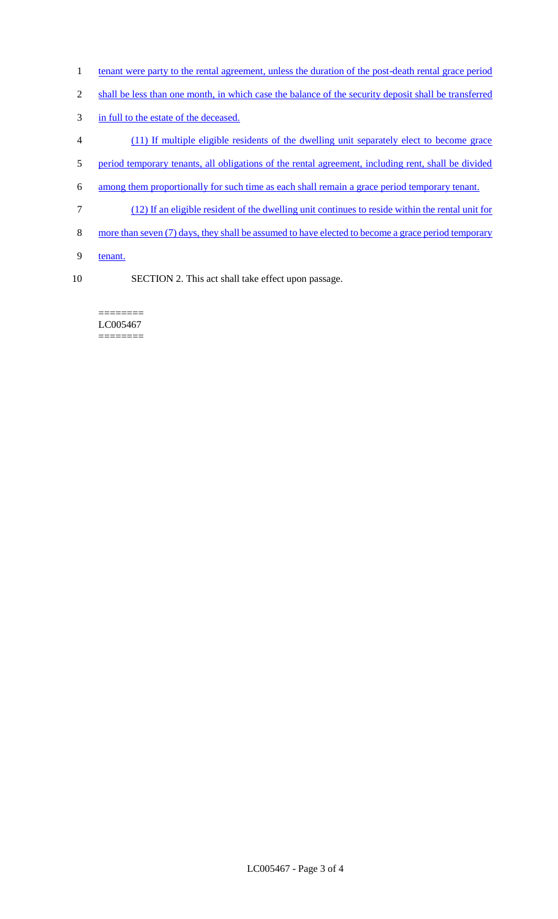tenant were party to the rental agreement, unless the duration of the post-death rental grace period shall be less than one month, in which case the balance of the security deposit shall be transferred in full to the estate of the deceased.

(11) If multiple eligible residents of the dwelling unit separately elect to become grace period temporary tenants, all obligations of the rental agreement, including rent, shall be divided among them proportionally for such time as each shall remain a grace period temporary tenant.

(12) If an eligible resident of the dwelling unit continues to reside within the rental unit for more than seven (7) days, they shall be assumed to have elected to become a grace period temporary tenant.

SECTION 2. This act shall take effect upon passage.

========
LC005467
========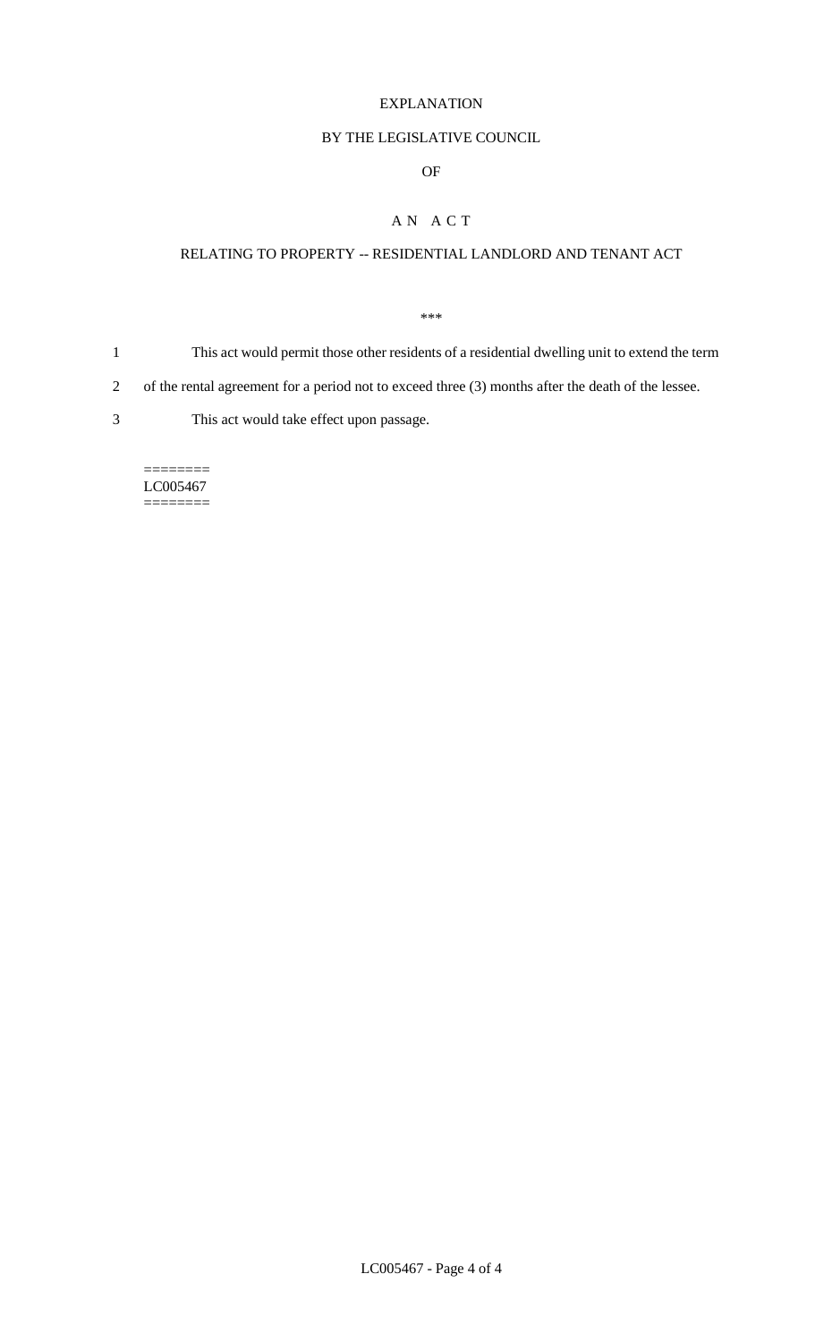EXPLANATION

BY THE LEGISLATIVE COUNCIL

OF

# A N A C T

RELATING TO PROPERTY -- RESIDENTIAL LANDLORD AND TENANT ACT

\*\*\*

1 This act would permit those other residents of a residential dwelling unit to extend the term

2 of the rental agreement for a period not to exceed three (3) months after the death of the lessee.

3 This act would take effect upon passage.

========
LC005467
========